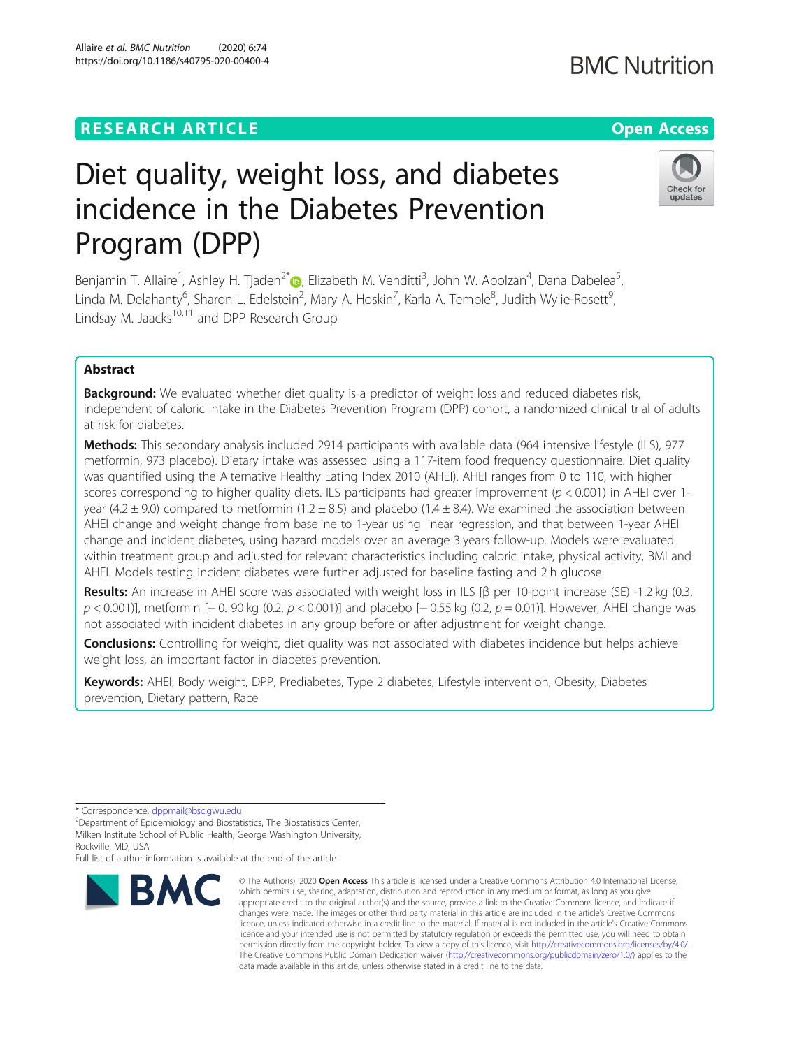RESEARCH ARTICLE

Open Access

# Diet quality, weight loss, and diabetes incidence in the Diabetes Prevention Program (DPP)

Benjamin T. Allaire[1], Ashley H. Tjaden[2*], Elizabeth M. Venditti[3], John W. Apolzan[4], Dana Dabelea[5], Linda M. Delahanty[6], Sharon L. Edelstein[2], Mary A. Hoskin[7], Karla A. Temple[8], Judith Wylie-Rosett[9], Lindsay M. Jaacks[10,11] and DPP Research Group

## Abstract

**Background:** We evaluated whether diet quality is a predictor of weight loss and reduced diabetes risk, independent of caloric intake in the Diabetes Prevention Program (DPP) cohort, a randomized clinical trial of adults at risk for diabetes.

**Methods:** This secondary analysis included 2914 participants with available data (964 intensive lifestyle (ILS), 977 metformin, 973 placebo). Dietary intake was assessed using a 117-item food frequency questionnaire. Diet quality was quantified using the Alternative Healthy Eating Index 2010 (AHEI). AHEI ranges from 0 to 110, with higher scores corresponding to higher quality diets. ILS participants had greater improvement ($p < 0.001$) in AHEI over 1-year ($4.2 \pm 9.0$) compared to metformin ($1.2 \pm 8.5$) and placebo ($1.4 \pm 8.4$). We examined the association between AHEI change and weight change from baseline to 1-year using linear regression, and that between 1-year AHEI change and incident diabetes, using hazard models over an average 3 years follow-up. Models were evaluated within treatment group and adjusted for relevant characteristics including caloric intake, physical activity, BMI and AHEI. Models testing incident diabetes were further adjusted for baseline fasting and 2 h glucose.

**Results:** An increase in AHEI score was associated with weight loss in ILS [β per 10-point increase (SE) -1.2 kg (0.3, $p < 0.001$)], metformin [− 0. 90 kg (0.2, $p < 0.001$)] and placebo [− 0.55 kg (0.2, $p = 0.01$)]. However, AHEI change was not associated with incident diabetes in any group before or after adjustment for weight change.

**Conclusions:** Controlling for weight, diet quality was not associated with diabetes incidence but helps achieve weight loss, an important factor in diabetes prevention.

**Keywords:** AHEI, Body weight, DPP, Prediabetes, Type 2 diabetes, Lifestyle intervention, Obesity, Diabetes prevention, Dietary pattern, Race

\* Correspondence: dppmail@bsc.gwu.edu
[2]Department of Epidemiology and Biostatistics, The Biostatistics Center, Milken Institute School of Public Health, George Washington University, Rockville, MD, USA
Full list of author information is available at the end of the article

© The Author(s). 2020 **Open Access** This article is licensed under a Creative Commons Attribution 4.0 International License, which permits use, sharing, adaptation, distribution and reproduction in any medium or format, as long as you give appropriate credit to the original author(s) and the source, provide a link to the Creative Commons licence, and indicate if changes were made. The images or other third party material in this article are included in the article's Creative Commons licence, unless indicated otherwise in a credit line to the material. If material is not included in the article's Creative Commons licence and your intended use is not permitted by statutory regulation or exceeds the permitted use, you will need to obtain permission directly from the copyright holder. To view a copy of this licence, visit http://creativecommons.org/licenses/by/4.0/. The Creative Commons Public Domain Dedication waiver (http://creativecommons.org/publicdomain/zero/1.0/) applies to the data made available in this article, unless otherwise stated in a credit line to the data.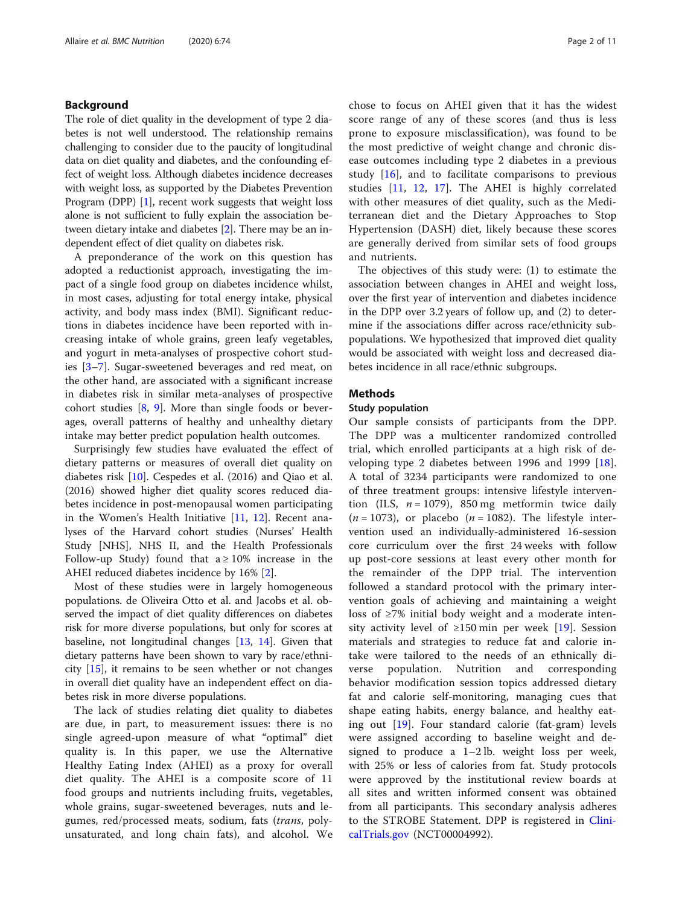## Background

The role of diet quality in the development of type 2 diabetes is not well understood. The relationship remains challenging to consider due to the paucity of longitudinal data on diet quality and diabetes, and the confounding effect of weight loss. Although diabetes incidence decreases with weight loss, as supported by the Diabetes Prevention Program (DPP) [1], recent work suggests that weight loss alone is not sufficient to fully explain the association between dietary intake and diabetes [2]. There may be an independent effect of diet quality on diabetes risk.

A preponderance of the work on this question has adopted a reductionist approach, investigating the impact of a single food group on diabetes incidence whilst, in most cases, adjusting for total energy intake, physical activity, and body mass index (BMI). Significant reductions in diabetes incidence have been reported with increasing intake of whole grains, green leafy vegetables, and yogurt in meta-analyses of prospective cohort studies [3–7]. Sugar-sweetened beverages and red meat, on the other hand, are associated with a significant increase in diabetes risk in similar meta-analyses of prospective cohort studies [8, 9]. More than single foods or beverages, overall patterns of healthy and unhealthy dietary intake may better predict population health outcomes.

Surprisingly few studies have evaluated the effect of dietary patterns or measures of overall diet quality on diabetes risk [10]. Cespedes et al. (2016) and Qiao et al. (2016) showed higher diet quality scores reduced diabetes incidence in post-menopausal women participating in the Women's Health Initiative [11, 12]. Recent analyses of the Harvard cohort studies (Nurses' Health Study [NHS], NHS II, and the Health Professionals Follow-up Study) found that a ≥ 10% increase in the AHEI reduced diabetes incidence by 16% [2].

Most of these studies were in largely homogeneous populations. de Oliveira Otto et al. and Jacobs et al. observed the impact of diet quality differences on diabetes risk for more diverse populations, but only for scores at baseline, not longitudinal changes [13, 14]. Given that dietary patterns have been shown to vary by race/ethnicity [15], it remains to be seen whether or not changes in overall diet quality have an independent effect on diabetes risk in more diverse populations.

The lack of studies relating diet quality to diabetes are due, in part, to measurement issues: there is no single agreed-upon measure of what "optimal" diet quality is. In this paper, we use the Alternative Healthy Eating Index (AHEI) as a proxy for overall diet quality. The AHEI is a composite score of 11 food groups and nutrients including fruits, vegetables, whole grains, sugar-sweetened beverages, nuts and legumes, red/processed meats, sodium, fats (*trans*, polyunsaturated, and long chain fats), and alcohol. We chose to focus on AHEI given that it has the widest score range of any of these scores (and thus is less prone to exposure misclassification), was found to be the most predictive of weight change and chronic disease outcomes including type 2 diabetes in a previous study [16], and to facilitate comparisons to previous studies [11, 12, 17]. The AHEI is highly correlated with other measures of diet quality, such as the Mediterranean diet and the Dietary Approaches to Stop Hypertension (DASH) diet, likely because these scores are generally derived from similar sets of food groups and nutrients.

The objectives of this study were: (1) to estimate the association between changes in AHEI and weight loss, over the first year of intervention and diabetes incidence in the DPP over 3.2 years of follow up, and (2) to determine if the associations differ across race/ethnicity subpopulations. We hypothesized that improved diet quality would be associated with weight loss and decreased diabetes incidence in all race/ethnic subgroups.

## Methods

### Study population

Our sample consists of participants from the DPP. The DPP was a multicenter randomized controlled trial, which enrolled participants at a high risk of developing type 2 diabetes between 1996 and 1999 [18]. A total of 3234 participants were randomized to one of three treatment groups: intensive lifestyle intervention (ILS, $n = 1079$), 850 mg metformin twice daily ($n = 1073$), or placebo ($n = 1082$). The lifestyle intervention used an individually-administered 16-session core curriculum over the first 24 weeks with follow up post-core sessions at least every other month for the remainder of the DPP trial. The intervention followed a standard protocol with the primary intervention goals of achieving and maintaining a weight loss of ≥7% initial body weight and a moderate intensity activity level of ≥150 min per week [19]. Session materials and strategies to reduce fat and calorie intake were tailored to the needs of an ethnically diverse population. Nutrition and corresponding behavior modification session topics addressed dietary fat and calorie self-monitoring, managing cues that shape eating habits, energy balance, and healthy eating out [19]. Four standard calorie (fat-gram) levels were assigned according to baseline weight and designed to produce a 1–2 lb. weight loss per week, with 25% or less of calories from fat. Study protocols were approved by the institutional review boards at all sites and written informed consent was obtained from all participants. This secondary analysis adheres to the STROBE Statement. DPP is registered in ClinicalTrials.gov (NCT00004992).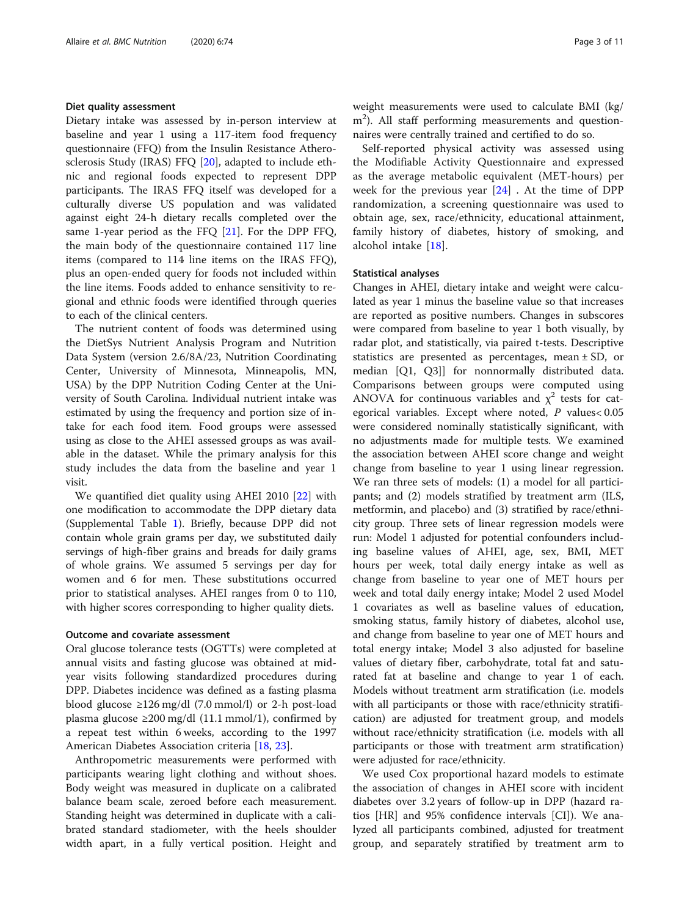### Diet quality assessment

Dietary intake was assessed by in-person interview at baseline and year 1 using a 117-item food frequency questionnaire (FFQ) from the Insulin Resistance Atherosclerosis Study (IRAS) FFQ [20], adapted to include ethnic and regional foods expected to represent DPP participants. The IRAS FFQ itself was developed for a culturally diverse US population and was validated against eight 24-h dietary recalls completed over the same 1-year period as the FFQ [21]. For the DPP FFQ, the main body of the questionnaire contained 117 line items (compared to 114 line items on the IRAS FFQ), plus an open-ended query for foods not included within the line items. Foods added to enhance sensitivity to regional and ethnic foods were identified through queries to each of the clinical centers.

The nutrient content of foods was determined using the DietSys Nutrient Analysis Program and Nutrition Data System (version 2.6/8A/23, Nutrition Coordinating Center, University of Minnesota, Minneapolis, MN, USA) by the DPP Nutrition Coding Center at the University of South Carolina. Individual nutrient intake was estimated by using the frequency and portion size of intake for each food item. Food groups were assessed using as close to the AHEI assessed groups as was available in the dataset. While the primary analysis for this study includes the data from the baseline and year 1 visit.

We quantified diet quality using AHEI 2010 [22] with one modification to accommodate the DPP dietary data (Supplemental Table 1). Briefly, because DPP did not contain whole grain grams per day, we substituted daily servings of high-fiber grains and breads for daily grams of whole grains. We assumed 5 servings per day for women and 6 for men. These substitutions occurred prior to statistical analyses. AHEI ranges from 0 to 110, with higher scores corresponding to higher quality diets.

### Outcome and covariate assessment

Oral glucose tolerance tests (OGTTs) were completed at annual visits and fasting glucose was obtained at mid-year visits following standardized procedures during DPP. Diabetes incidence was defined as a fasting plasma blood glucose ≥126 mg/dl (7.0 mmol/l) or 2-h post-load plasma glucose ≥200 mg/dl (11.1 mmol/1), confirmed by a repeat test within 6 weeks, according to the 1997 American Diabetes Association criteria [18, 23].

Anthropometric measurements were performed with participants wearing light clothing and without shoes. Body weight was measured in duplicate on a calibrated balance beam scale, zeroed before each measurement. Standing height was determined in duplicate with a calibrated standard stadiometer, with the heels shoulder width apart, in a fully vertical position. Height and weight measurements were used to calculate BMI (kg/m$^2$). All staff performing measurements and questionnaires were centrally trained and certified to do so.

Self-reported physical activity was assessed using the Modifiable Activity Questionnaire and expressed as the average metabolic equivalent (MET-hours) per week for the previous year [24] . At the time of DPP randomization, a screening questionnaire was used to obtain age, sex, race/ethnicity, educational attainment, family history of diabetes, history of smoking, and alcohol intake [18].

### Statistical analyses

Changes in AHEI, dietary intake and weight were calculated as year 1 minus the baseline value so that increases are reported as positive numbers. Changes in subscores were compared from baseline to year 1 both visually, by radar plot, and statistically, via paired t-tests. Descriptive statistics are presented as percentages, mean ± SD, or median [Q1, Q3]] for nonnormally distributed data. Comparisons between groups were computed using ANOVA for continuous variables and $\chi^2$ tests for categorical variables. Except where noted, $P$ values< 0.05 were considered nominally statistically significant, with no adjustments made for multiple tests. We examined the association between AHEI score change and weight change from baseline to year 1 using linear regression. We ran three sets of models: (1) a model for all participants; and (2) models stratified by treatment arm (ILS, metformin, and placebo) and (3) stratified by race/ethnicity group. Three sets of linear regression models were run: Model 1 adjusted for potential confounders including baseline values of AHEI, age, sex, BMI, MET hours per week, total daily energy intake as well as change from baseline to year one of MET hours per week and total daily energy intake; Model 2 used Model 1 covariates as well as baseline values of education, smoking status, family history of diabetes, alcohol use, and change from baseline to year one of MET hours and total energy intake; Model 3 also adjusted for baseline values of dietary fiber, carbohydrate, total fat and saturated fat at baseline and change to year 1 of each. Models without treatment arm stratification (i.e. models with all participants or those with race/ethnicity stratification) are adjusted for treatment group, and models without race/ethnicity stratification (i.e. models with all participants or those with treatment arm stratification) were adjusted for race/ethnicity.

We used Cox proportional hazard models to estimate the association of changes in AHEI score with incident diabetes over 3.2 years of follow-up in DPP (hazard ratios [HR] and 95% confidence intervals [CI]). We analyzed all participants combined, adjusted for treatment group, and separately stratified by treatment arm to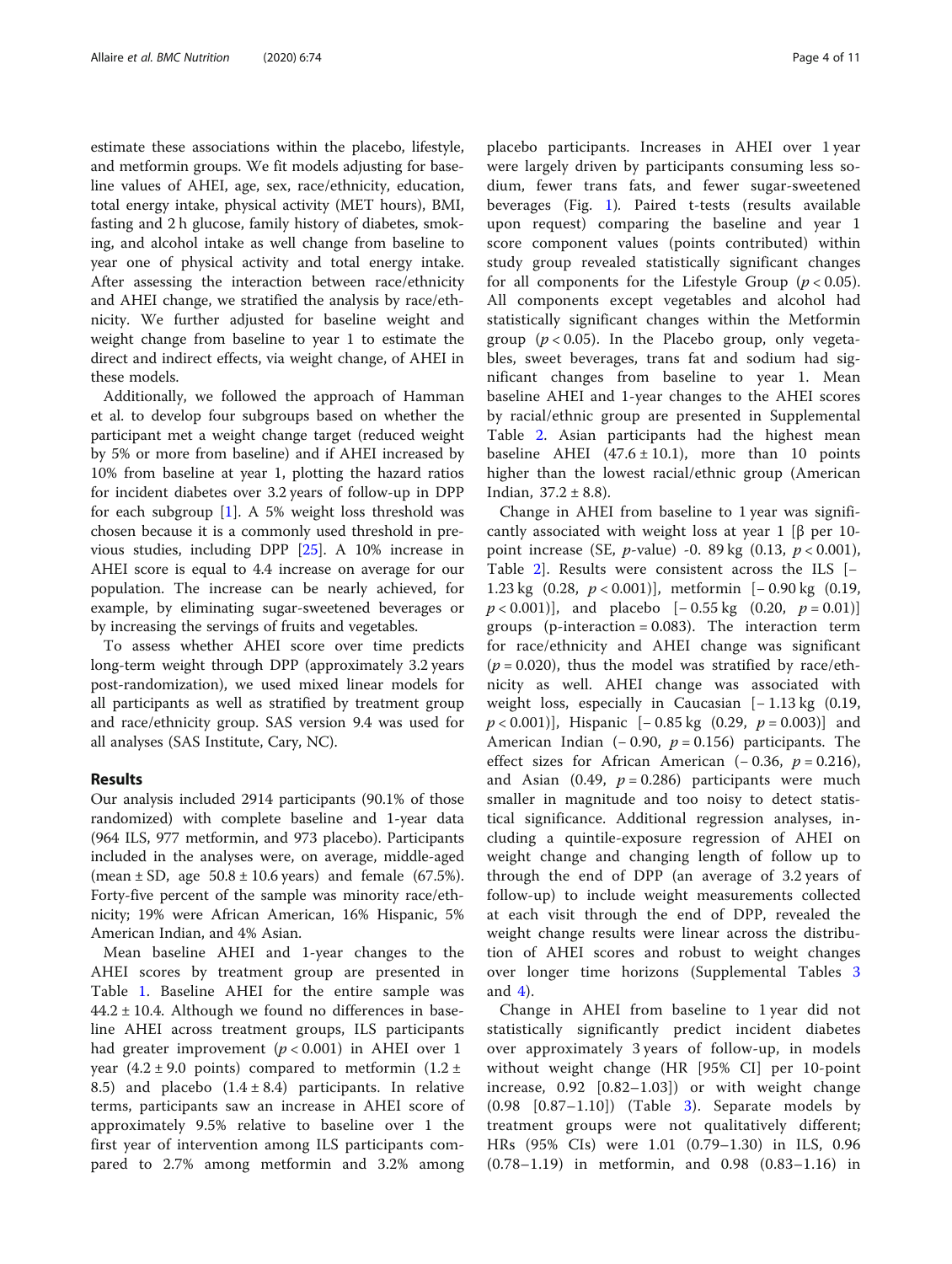estimate these associations within the placebo, lifestyle, and metformin groups. We fit models adjusting for baseline values of AHEI, age, sex, race/ethnicity, education, total energy intake, physical activity (MET hours), BMI, fasting and 2 h glucose, family history of diabetes, smoking, and alcohol intake as well change from baseline to year one of physical activity and total energy intake. After assessing the interaction between race/ethnicity and AHEI change, we stratified the analysis by race/ethnicity. We further adjusted for baseline weight and weight change from baseline to year 1 to estimate the direct and indirect effects, via weight change, of AHEI in these models.

Additionally, we followed the approach of Hamman et al. to develop four subgroups based on whether the participant met a weight change target (reduced weight by 5% or more from baseline) and if AHEI increased by 10% from baseline at year 1, plotting the hazard ratios for incident diabetes over 3.2 years of follow-up in DPP for each subgroup [1]. A 5% weight loss threshold was chosen because it is a commonly used threshold in previous studies, including DPP [25]. A 10% increase in AHEI score is equal to 4.4 increase on average for our population. The increase can be nearly achieved, for example, by eliminating sugar-sweetened beverages or by increasing the servings of fruits and vegetables.

To assess whether AHEI score over time predicts long-term weight through DPP (approximately 3.2 years post-randomization), we used mixed linear models for all participants as well as stratified by treatment group and race/ethnicity group. SAS version 9.4 was used for all analyses (SAS Institute, Cary, NC).

## Results

Our analysis included 2914 participants (90.1% of those randomized) with complete baseline and 1-year data (964 ILS, 977 metformin, and 973 placebo). Participants included in the analyses were, on average, middle-aged (mean ± SD, age 50.8 ± 10.6 years) and female (67.5%). Forty-five percent of the sample was minority race/ethnicity; 19% were African American, 16% Hispanic, 5% American Indian, and 4% Asian.

Mean baseline AHEI and 1-year changes to the AHEI scores by treatment group are presented in Table 1. Baseline AHEI for the entire sample was 44.2 ± 10.4. Although we found no differences in baseline AHEI across treatment groups, ILS participants had greater improvement ($p < 0.001$) in AHEI over 1 year (4.2 ± 9.0 points) compared to metformin (1.2 ± 8.5) and placebo (1.4 ± 8.4) participants. In relative terms, participants saw an increase in AHEI score of approximately 9.5% relative to baseline over 1 the first year of intervention among ILS participants compared to 2.7% among metformin and 3.2% among placebo participants. Increases in AHEI over 1 year were largely driven by participants consuming less sodium, fewer trans fats, and fewer sugar-sweetened beverages (Fig. 1). Paired t-tests (results available upon request) comparing the baseline and year 1 score component values (points contributed) within study group revealed statistically significant changes for all components for the Lifestyle Group ($p < 0.05$). All components except vegetables and alcohol had statistically significant changes within the Metformin group ($p < 0.05$). In the Placebo group, only vegetables, sweet beverages, trans fat and sodium had significant changes from baseline to year 1. Mean baseline AHEI and 1-year changes to the AHEI scores by racial/ethnic group are presented in Supplemental Table 2. Asian participants had the highest mean baseline AHEI (47.6 ± 10.1), more than 10 points higher than the lowest racial/ethnic group (American Indian, 37.2 ± 8.8).

Change in AHEI from baseline to 1 year was significantly associated with weight loss at year 1 [β per 10-point increase (SE, *p*-value) -0. 89 kg (0.13, $p < 0.001$), Table 2]. Results were consistent across the ILS [− 1.23 kg (0.28, $p < 0.001$)], metformin [− 0.90 kg (0.19, $p < 0.001$)], and placebo [− 0.55 kg (0.20, $p = 0.01$)] groups (p-interaction = 0.083). The interaction term for race/ethnicity and AHEI change was significant ($p = 0.020$), thus the model was stratified by race/ethnicity as well. AHEI change was associated with weight loss, especially in Caucasian [− 1.13 kg (0.19, $p < 0.001$)], Hispanic [− 0.85 kg (0.29, $p = 0.003$)] and American Indian (− 0.90, $p = 0.156$) participants. The effect sizes for African American (− 0.36, $p = 0.216$), and Asian (0.49, $p = 0.286$) participants were much smaller in magnitude and too noisy to detect statistical significance. Additional regression analyses, including a quintile-exposure regression of AHEI on weight change and changing length of follow up to through the end of DPP (an average of 3.2 years of follow-up) to include weight measurements collected at each visit through the end of DPP, revealed the weight change results were linear across the distribution of AHEI scores and robust to weight changes over longer time horizons (Supplemental Tables 3 and 4).

Change in AHEI from baseline to 1 year did not statistically significantly predict incident diabetes over approximately 3 years of follow-up, in models without weight change (HR [95% CI] per 10-point increase, 0.92 [0.82–1.03]) or with weight change (0.98 [0.87–1.10]) (Table 3). Separate models by treatment groups were not qualitatively different; HRs (95% CIs) were 1.01 (0.79–1.30) in ILS, 0.96 (0.78–1.19) in metformin, and 0.98 (0.83–1.16) in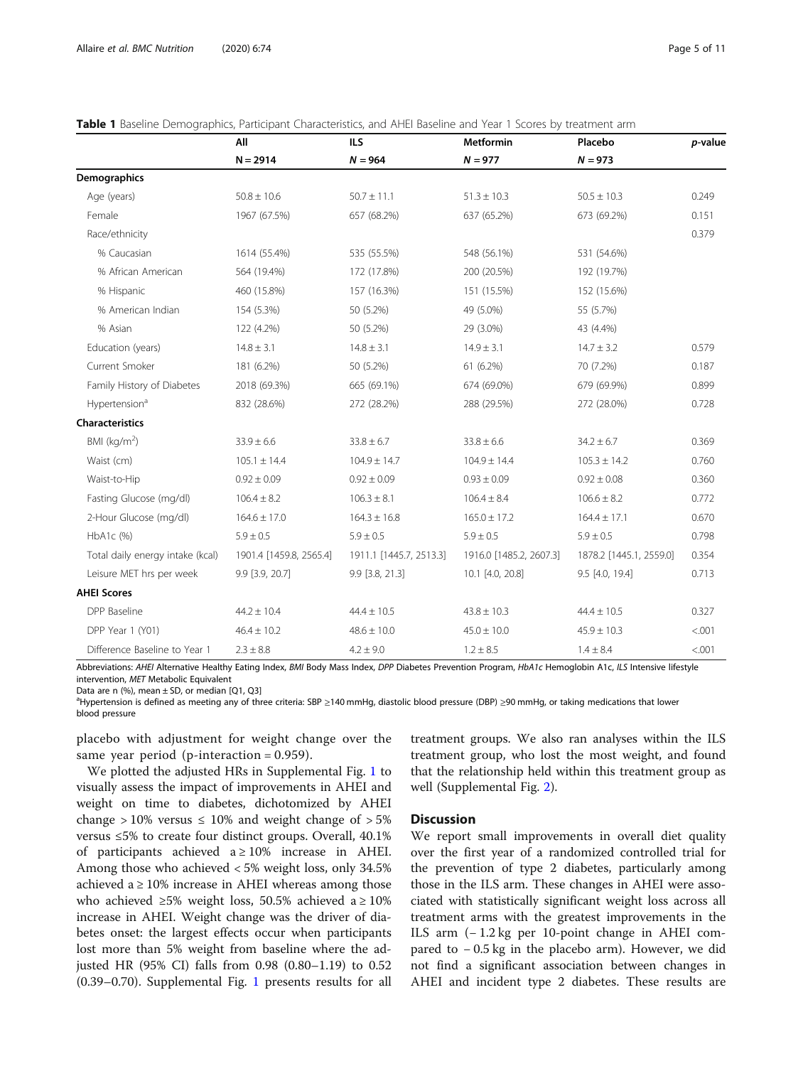**Table 1** Baseline Demographics, Participant Characteristics, and AHEI Baseline and Year 1 Scores by treatment arm

| | All | ILS | Metformin | Placebo | *p*-value |
|---|---|---|---|---|---|
| | N = 2914 | *N* = 964 | *N* = 977 | *N* = 973 | |
| **Demographics** | | | | | |
| Age (years) | 50.8 ± 10.6 | 50.7 ± 11.1 | 51.3 ± 10.3 | 50.5 ± 10.3 | 0.249 |
| Female | 1967 (67.5%) | 657 (68.2%) | 637 (65.2%) | 673 (69.2%) | 0.151 |
| Race/ethnicity | | | | | 0.379 |
| % Caucasian | 1614 (55.4%) | 535 (55.5%) | 548 (56.1%) | 531 (54.6%) | |
| % African American | 564 (19.4%) | 172 (17.8%) | 200 (20.5%) | 192 (19.7%) | |
| % Hispanic | 460 (15.8%) | 157 (16.3%) | 151 (15.5%) | 152 (15.6%) | |
| % American Indian | 154 (5.3%) | 50 (5.2%) | 49 (5.0%) | 55 (5.7%) | |
| % Asian | 122 (4.2%) | 50 (5.2%) | 29 (3.0%) | 43 (4.4%) | |
| Education (years) | 14.8 ± 3.1 | 14.8 ± 3.1 | 14.9 ± 3.1 | 14.7 ± 3.2 | 0.579 |
| Current Smoker | 181 (6.2%) | 50 (5.2%) | 61 (6.2%) | 70 (7.2%) | 0.187 |
| Family History of Diabetes | 2018 (69.3%) | 665 (69.1%) | 674 (69.0%) | 679 (69.9%) | 0.899 |
| Hypertension[a] | 832 (28.6%) | 272 (28.2%) | 288 (29.5%) | 272 (28.0%) | 0.728 |
| **Characteristics** | | | | | |
| BMI (kg/m$^2$) | 33.9 ± 6.6 | 33.8 ± 6.7 | 33.8 ± 6.6 | 34.2 ± 6.7 | 0.369 |
| Waist (cm) | 105.1 ± 14.4 | 104.9 ± 14.7 | 104.9 ± 14.4 | 105.3 ± 14.2 | 0.760 |
| Waist-to-Hip | 0.92 ± 0.09 | 0.92 ± 0.09 | 0.93 ± 0.09 | 0.92 ± 0.08 | 0.360 |
| Fasting Glucose (mg/dl) | 106.4 ± 8.2 | 106.3 ± 8.1 | 106.4 ± 8.4 | 106.6 ± 8.2 | 0.772 |
| 2-Hour Glucose (mg/dl) | 164.6 ± 17.0 | 164.3 ± 16.8 | 165.0 ± 17.2 | 164.4 ± 17.1 | 0.670 |
| HbA1c (%) | 5.9 ± 0.5 | 5.9 ± 0.5 | 5.9 ± 0.5 | 5.9 ± 0.5 | 0.798 |
| Total daily energy intake (kcal) | 1901.4 [1459.8, 2565.4] | 1911.1 [1445.7, 2513.3] | 1916.0 [1485.2, 2607.3] | 1878.2 [1445.1, 2559.0] | 0.354 |
| Leisure MET hrs per week | 9.9 [3.9, 20.7] | 9.9 [3.8, 21.3] | 10.1 [4.0, 20.8] | 9.5 [4.0, 19.4] | 0.713 |
| **AHEI Scores** | | | | | |
| DPP Baseline | 44.2 ± 10.4 | 44.4 ± 10.5 | 43.8 ± 10.3 | 44.4 ± 10.5 | 0.327 |
| DPP Year 1 (Y01) | 46.4 ± 10.2 | 48.6 ± 10.0 | 45.0 ± 10.0 | 45.9 ± 10.3 | <.001 |
| Difference Baseline to Year 1 | 2.3 ± 8.8 | 4.2 ± 9.0 | 1.2 ± 8.5 | 1.4 ± 8.4 | <.001 |

Abbreviations: *AHEI* Alternative Healthy Eating Index, *BMI* Body Mass Index, *DPP* Diabetes Prevention Program, *HbA1c* Hemoglobin A1c, *ILS* Intensive lifestyle intervention, *MET* Metabolic Equivalent

Data are n (%), mean ± SD, or median [Q1, Q3]

[a]Hypertension is defined as meeting any of three criteria: SBP ≥140 mmHg, diastolic blood pressure (DBP) ≥90 mmHg, or taking medications that lower blood pressure

placebo with adjustment for weight change over the same year period (p-interaction = 0.959).

We plotted the adjusted HRs in Supplemental Fig. 1 to visually assess the impact of improvements in AHEI and weight on time to diabetes, dichotomized by AHEI change > 10% versus ≤ 10% and weight change of > 5% versus ≤5% to create four distinct groups. Overall, 40.1% of participants achieved a ≥ 10% increase in AHEI. Among those who achieved < 5% weight loss, only 34.5% achieved a ≥ 10% increase in AHEI whereas among those who achieved ≥5% weight loss, 50.5% achieved a ≥ 10% increase in AHEI. Weight change was the driver of diabetes onset: the largest effects occur when participants lost more than 5% weight from baseline where the adjusted HR (95% CI) falls from 0.98 (0.80–1.19) to 0.52 (0.39–0.70). Supplemental Fig. 1 presents results for all treatment groups. We also ran analyses within the ILS treatment group, who lost the most weight, and found that the relationship held within this treatment group as well (Supplemental Fig. 2).

## Discussion

We report small improvements in overall diet quality over the first year of a randomized controlled trial for the prevention of type 2 diabetes, particularly among those in the ILS arm. These changes in AHEI were associated with statistically significant weight loss across all treatment arms with the greatest improvements in the ILS arm (− 1.2 kg per 10-point change in AHEI compared to − 0.5 kg in the placebo arm). However, we did not find a significant association between changes in AHEI and incident type 2 diabetes. These results are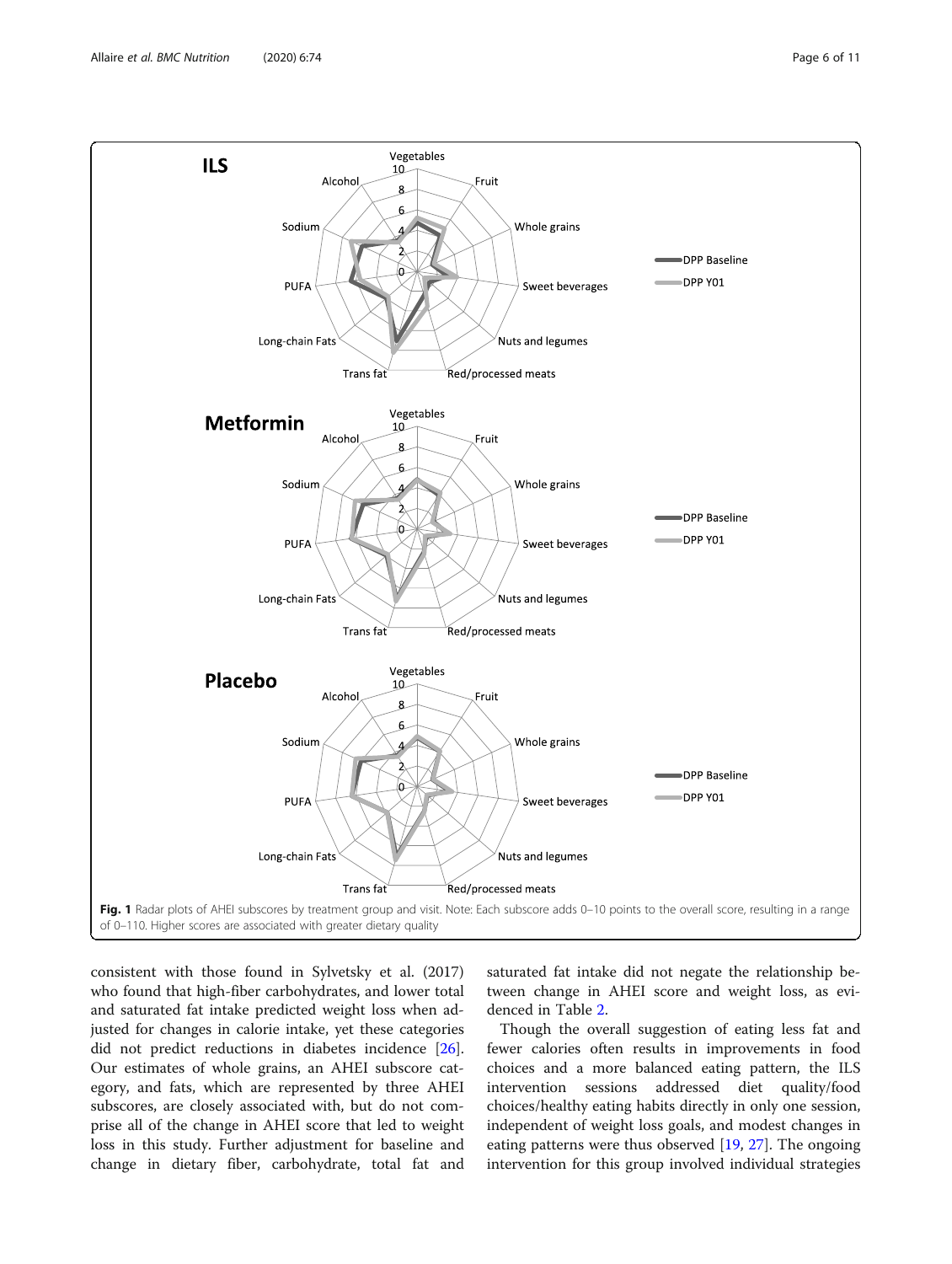Fig. 1 Radar plots of AHEI subscores by treatment group and visit. Note: Each subscore adds 0–10 points to the overall score, resulting in a range of 0–110. Higher scores are associated with greater dietary quality

consistent with those found in Sylvetsky et al. (2017) who found that high-fiber carbohydrates, and lower total and saturated fat intake predicted weight loss when adjusted for changes in calorie intake, yet these categories did not predict reductions in diabetes incidence [26]. Our estimates of whole grains, an AHEI subscore category, and fats, which are represented by three AHEI subscores, are closely associated with, but do not comprise all of the change in AHEI score that led to weight loss in this study. Further adjustment for baseline and change in dietary fiber, carbohydrate, total fat and saturated fat intake did not negate the relationship between change in AHEI score and weight loss, as evidenced in Table 2.

Though the overall suggestion of eating less fat and fewer calories often results in improvements in food choices and a more balanced eating pattern, the ILS intervention sessions addressed diet quality/food choices/healthy eating habits directly in only one session, independent of weight loss goals, and modest changes in eating patterns were thus observed [19, 27]. The ongoing intervention for this group involved individual strategies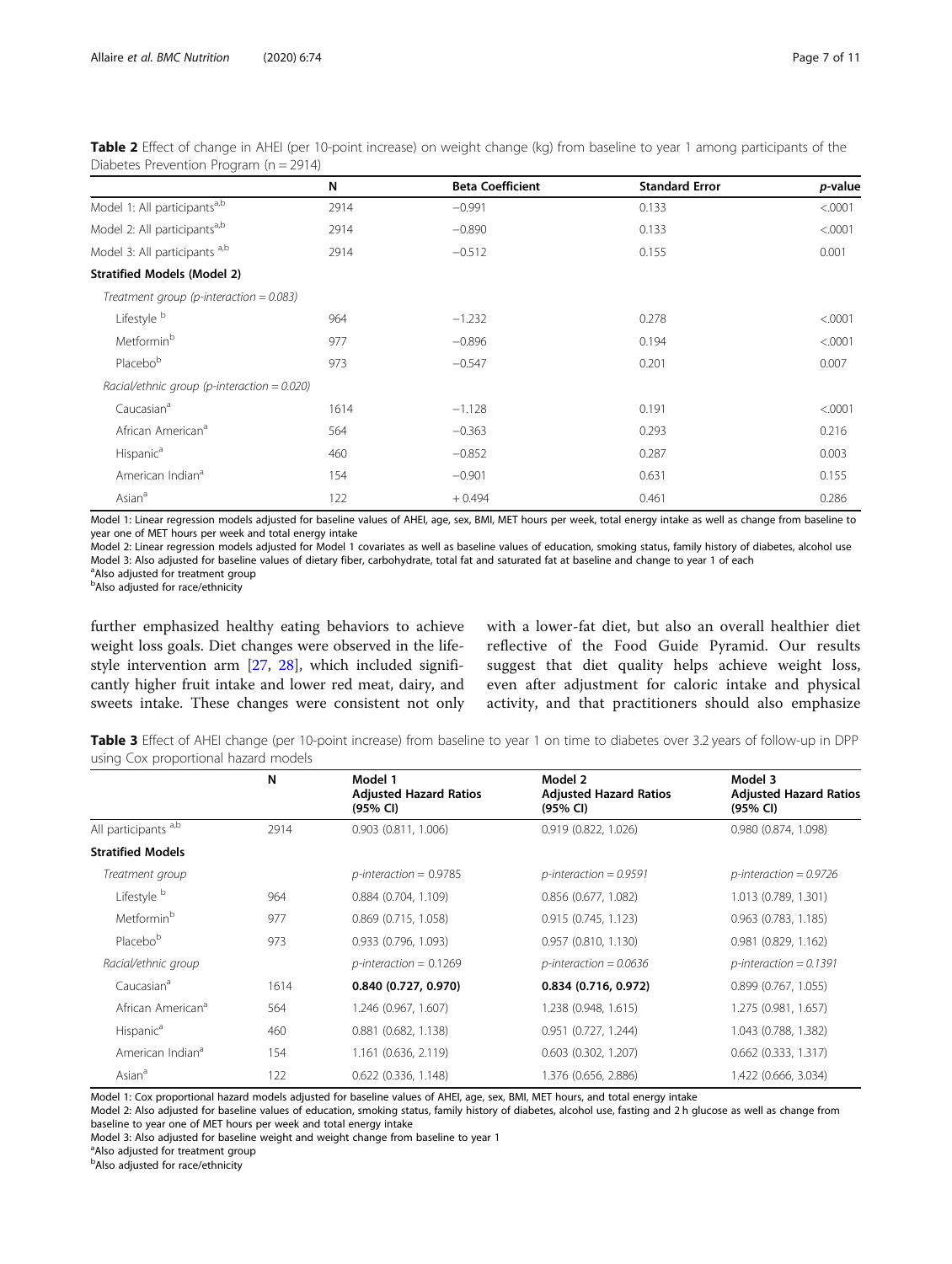**Table 2** Effect of change in AHEI (per 10-point increase) on weight change (kg) from baseline to year 1 among participants of the Diabetes Prevention Program (n = 2914)

| | N | Beta Coefficient | Standard Error | *p*-value |
|---|---|---|---|---|
| Model 1: All participants[a,b] | 2914 | −0.991 | 0.133 | <.0001 |
| Model 2: All participants[a,b] | 2914 | −0.890 | 0.133 | <.0001 |
| Model 3: All participants [a,b] | 2914 | −0.512 | 0.155 | 0.001 |
| **Stratified Models (Model 2)** | | | | |
| *Treatment group (p-interaction = 0.083)* | | | | |
| Lifestyle [b] | 964 | −1.232 | 0.278 | <.0001 |
| Metformin[b] | 977 | −0.896 | 0.194 | <.0001 |
| Placebo[b] | 973 | −0.547 | 0.201 | 0.007 |
| *Racial/ethnic group (p-interaction = 0.020)* | | | | |
| Caucasian[a] | 1614 | −1.128 | 0.191 | <.0001 |
| African American[a] | 564 | −0.363 | 0.293 | 0.216 |
| Hispanic[a] | 460 | −0.852 | 0.287 | 0.003 |
| American Indian[a] | 154 | −0.901 | 0.631 | 0.155 |
| Asian[a] | 122 | + 0.494 | 0.461 | 0.286 |

Model 1: Linear regression models adjusted for baseline values of AHEI, age, sex, BMI, MET hours per week, total energy intake as well as change from baseline to year one of MET hours per week and total energy intake

Model 2: Linear regression models adjusted for Model 1 covariates as well as baseline values of education, smoking status, family history of diabetes, alcohol use

Model 3: Also adjusted for baseline values of dietary fiber, carbohydrate, total fat and saturated fat at baseline and change to year 1 of each

[a]Also adjusted for treatment group

[b]Also adjusted for race/ethnicity

further emphasized healthy eating behaviors to achieve weight loss goals. Diet changes were observed in the lifestyle intervention arm [27, 28], which included significantly higher fruit intake and lower red meat, dairy, and sweets intake. These changes were consistent not only with a lower-fat diet, but also an overall healthier diet reflective of the Food Guide Pyramid. Our results suggest that diet quality helps achieve weight loss, even after adjustment for caloric intake and physical activity, and that practitioners should also emphasize

**Table 3** Effect of AHEI change (per 10-point increase) from baseline to year 1 on time to diabetes over 3.2 years of follow-up in DPP using Cox proportional hazard models

| | N | Model 1 Adjusted Hazard Ratios (95% CI) | Model 2 Adjusted Hazard Ratios (95% CI) | Model 3 Adjusted Hazard Ratios (95% CI) |
|---|---|---|---|---|
| All participants [a,b] | 2914 | 0.903 (0.811, 1.006) | 0.919 (0.822, 1.026) | 0.980 (0.874, 1.098) |
| **Stratified Models** | | | | |
| *Treatment group* | | *p-interaction = 0.9785* | *p-interaction = 0.9591* | *p-interaction = 0.9726* |
| Lifestyle [b] | 964 | 0.884 (0.704, 1.109) | 0.856 (0.677, 1.082) | 1.013 (0.789, 1.301) |
| Metformin[b] | 977 | 0.869 (0.715, 1.058) | 0.915 (0.745, 1.123) | 0.963 (0.783, 1.185) |
| Placebo[b] | 973 | 0.933 (0.796, 1.093) | 0.957 (0.810, 1.130) | 0.981 (0.829, 1.162) |
| *Racial/ethnic group* | | *p-interaction = 0.1269* | *p-interaction = 0.0636* | *p-interaction = 0.1391* |
| Caucasian[a] | 1614 | **0.840 (0.727, 0.970)** | **0.834 (0.716, 0.972)** | 0.899 (0.767, 1.055) |
| African American[a] | 564 | 1.246 (0.967, 1.607) | 1.238 (0.948, 1.615) | 1.275 (0.981, 1.657) |
| Hispanic[a] | 460 | 0.881 (0.682, 1.138) | 0.951 (0.727, 1.244) | 1.043 (0.788, 1.382) |
| American Indian[a] | 154 | 1.161 (0.636, 2.119) | 0.603 (0.302, 1.207) | 0.662 (0.333, 1.317) |
| Asian[a] | 122 | 0.622 (0.336, 1.148) | 1.376 (0.656, 2.886) | 1.422 (0.666, 3.034) |

Model 1: Cox proportional hazard models adjusted for baseline values of AHEI, age, sex, BMI, MET hours, and total energy intake

Model 2: Also adjusted for baseline values of education, smoking status, family history of diabetes, alcohol use, fasting and 2 h glucose as well as change from baseline to year one of MET hours per week and total energy intake

Model 3: Also adjusted for baseline weight and weight change from baseline to year 1

[a]Also adjusted for treatment group

[b]Also adjusted for race/ethnicity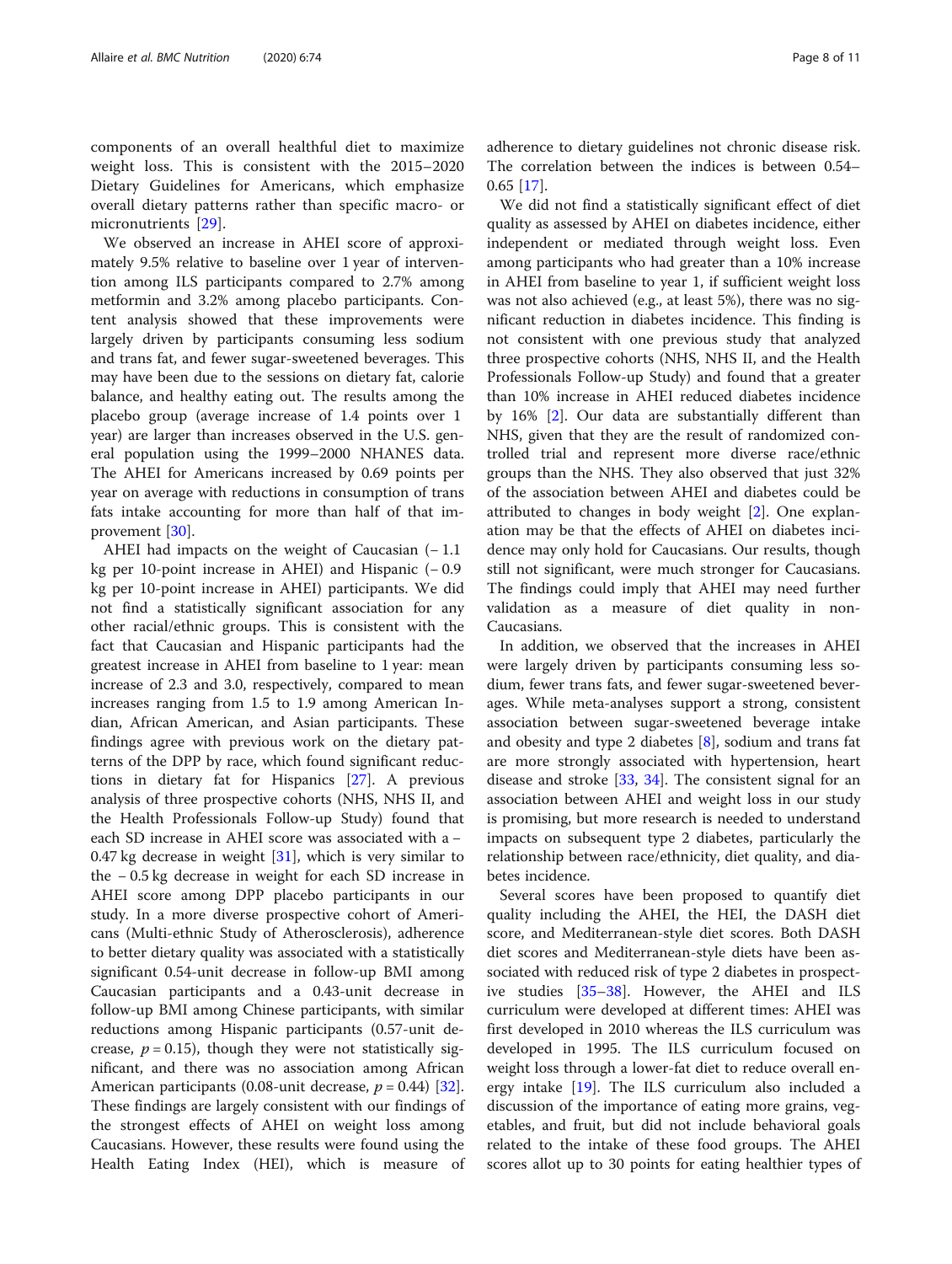components of an overall healthful diet to maximize weight loss. This is consistent with the 2015–2020 Dietary Guidelines for Americans, which emphasize overall dietary patterns rather than specific macro- or micronutrients [29].

We observed an increase in AHEI score of approximately 9.5% relative to baseline over 1 year of intervention among ILS participants compared to 2.7% among metformin and 3.2% among placebo participants. Content analysis showed that these improvements were largely driven by participants consuming less sodium and trans fat, and fewer sugar-sweetened beverages. This may have been due to the sessions on dietary fat, calorie balance, and healthy eating out. The results among the placebo group (average increase of 1.4 points over 1 year) are larger than increases observed in the U.S. general population using the 1999–2000 NHANES data. The AHEI for Americans increased by 0.69 points per year on average with reductions in consumption of trans fats intake accounting for more than half of that improvement [30].

AHEI had impacts on the weight of Caucasian (− 1.1 kg per 10-point increase in AHEI) and Hispanic (− 0.9 kg per 10-point increase in AHEI) participants. We did not find a statistically significant association for any other racial/ethnic groups. This is consistent with the fact that Caucasian and Hispanic participants had the greatest increase in AHEI from baseline to 1 year: mean increase of 2.3 and 3.0, respectively, compared to mean increases ranging from 1.5 to 1.9 among American Indian, African American, and Asian participants. These findings agree with previous work on the dietary patterns of the DPP by race, which found significant reductions in dietary fat for Hispanics [27]. A previous analysis of three prospective cohorts (NHS, NHS II, and the Health Professionals Follow-up Study) found that each SD increase in AHEI score was associated with a − 0.47 kg decrease in weight [31], which is very similar to the − 0.5 kg decrease in weight for each SD increase in AHEI score among DPP placebo participants in our study. In a more diverse prospective cohort of Americans (Multi-ethnic Study of Atherosclerosis), adherence to better dietary quality was associated with a statistically significant 0.54-unit decrease in follow-up BMI among Caucasian participants and a 0.43-unit decrease in follow-up BMI among Chinese participants, with similar reductions among Hispanic participants (0.57-unit decrease, $p = 0.15$), though they were not statistically significant, and there was no association among African American participants (0.08-unit decrease, $p = 0.44$) [32]. These findings are largely consistent with our findings of the strongest effects of AHEI on weight loss among Caucasians. However, these results were found using the Health Eating Index (HEI), which is measure of adherence to dietary guidelines not chronic disease risk. The correlation between the indices is between 0.54–0.65 [17].

We did not find a statistically significant effect of diet quality as assessed by AHEI on diabetes incidence, either independent or mediated through weight loss. Even among participants who had greater than a 10% increase in AHEI from baseline to year 1, if sufficient weight loss was not also achieved (e.g., at least 5%), there was no significant reduction in diabetes incidence. This finding is not consistent with one previous study that analyzed three prospective cohorts (NHS, NHS II, and the Health Professionals Follow-up Study) and found that a greater than 10% increase in AHEI reduced diabetes incidence by 16% [2]. Our data are substantially different than NHS, given that they are the result of randomized controlled trial and represent more diverse race/ethnic groups than the NHS. They also observed that just 32% of the association between AHEI and diabetes could be attributed to changes in body weight [2]. One explanation may be that the effects of AHEI on diabetes incidence may only hold for Caucasians. Our results, though still not significant, were much stronger for Caucasians. The findings could imply that AHEI may need further validation as a measure of diet quality in non-Caucasians.

In addition, we observed that the increases in AHEI were largely driven by participants consuming less sodium, fewer trans fats, and fewer sugar-sweetened beverages. While meta-analyses support a strong, consistent association between sugar-sweetened beverage intake and obesity and type 2 diabetes [8], sodium and trans fat are more strongly associated with hypertension, heart disease and stroke [33, 34]. The consistent signal for an association between AHEI and weight loss in our study is promising, but more research is needed to understand impacts on subsequent type 2 diabetes, particularly the relationship between race/ethnicity, diet quality, and diabetes incidence.

Several scores have been proposed to quantify diet quality including the AHEI, the HEI, the DASH diet score, and Mediterranean-style diet scores. Both DASH diet scores and Mediterranean-style diets have been associated with reduced risk of type 2 diabetes in prospective studies [35–38]. However, the AHEI and ILS curriculum were developed at different times: AHEI was first developed in 2010 whereas the ILS curriculum was developed in 1995. The ILS curriculum focused on weight loss through a lower-fat diet to reduce overall energy intake [19]. The ILS curriculum also included a discussion of the importance of eating more grains, vegetables, and fruit, but did not include behavioral goals related to the intake of these food groups. The AHEI scores allot up to 30 points for eating healthier types of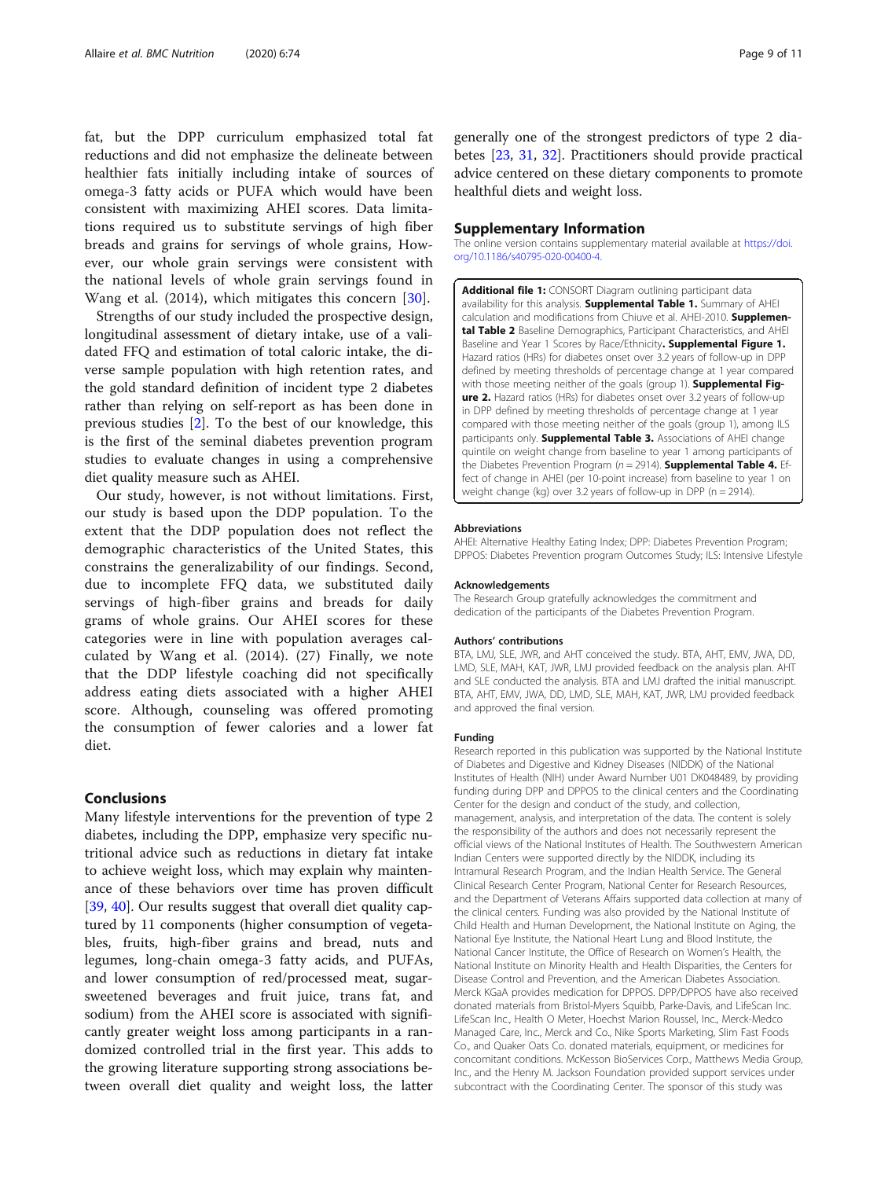fat, but the DPP curriculum emphasized total fat reductions and did not emphasize the delineate between healthier fats initially including intake of sources of omega-3 fatty acids or PUFA which would have been consistent with maximizing AHEI scores. Data limitations required us to substitute servings of high fiber breads and grains for servings of whole grains, However, our whole grain servings were consistent with the national levels of whole grain servings found in Wang et al. (2014), which mitigates this concern [30].

Strengths of our study included the prospective design, longitudinal assessment of dietary intake, use of a validated FFQ and estimation of total caloric intake, the diverse sample population with high retention rates, and the gold standard definition of incident type 2 diabetes rather than relying on self-report as has been done in previous studies [2]. To the best of our knowledge, this is the first of the seminal diabetes prevention program studies to evaluate changes in using a comprehensive diet quality measure such as AHEI.

Our study, however, is not without limitations. First, our study is based upon the DDP population. To the extent that the DDP population does not reflect the demographic characteristics of the United States, this constrains the generalizability of our findings. Second, due to incomplete FFQ data, we substituted daily servings of high-fiber grains and breads for daily grams of whole grains. Our AHEI scores for these categories were in line with population averages calculated by Wang et al. (2014). (27) Finally, we note that the DDP lifestyle coaching did not specifically address eating diets associated with a higher AHEI score. Although, counseling was offered promoting the consumption of fewer calories and a lower fat diet.

## Conclusions

Many lifestyle interventions for the prevention of type 2 diabetes, including the DPP, emphasize very specific nutritional advice such as reductions in dietary fat intake to achieve weight loss, which may explain why maintenance of these behaviors over time has proven difficult [39, 40]. Our results suggest that overall diet quality captured by 11 components (higher consumption of vegetables, fruits, high-fiber grains and bread, nuts and legumes, long-chain omega-3 fatty acids, and PUFAs, and lower consumption of red/processed meat, sugar-sweetened beverages and fruit juice, trans fat, and sodium) from the AHEI score is associated with significantly greater weight loss among participants in a randomized controlled trial in the first year. This adds to the growing literature supporting strong associations between overall diet quality and weight loss, the latter generally one of the strongest predictors of type 2 diabetes [23, 31, 32]. Practitioners should provide practical advice centered on these dietary components to promote healthful diets and weight loss.

## Supplementary Information

The online version contains supplementary material available at https://doi.org/10.1186/s40795-020-00400-4.

**Additional file 1:** CONSORT Diagram outlining participant data availability for this analysis. **Supplemental Table 1.** Summary of AHEI calculation and modifications from Chiuve et al. AHEI-2010. **Supplemental Table 2** Baseline Demographics, Participant Characteristics, and AHEI Baseline and Year 1 Scores by Race/Ethnicity**. Supplemental Figure 1.** Hazard ratios (HRs) for diabetes onset over 3.2 years of follow-up in DPP defined by meeting thresholds of percentage change at 1 year compared with those meeting neither of the goals (group 1). **Supplemental Figure 2.** Hazard ratios (HRs) for diabetes onset over 3.2 years of follow-up in DPP defined by meeting thresholds of percentage change at 1 year compared with those meeting neither of the goals (group 1), among ILS participants only. **Supplemental Table 3.** Associations of AHEI change quintile on weight change from baseline to year 1 among participants of the Diabetes Prevention Program (*n* = 2914). **Supplemental Table 4.** Effect of change in AHEI (per 10-point increase) from baseline to year 1 on weight change (kg) over 3.2 years of follow-up in DPP (n = 2914).

#### Abbreviations

AHEI: Alternative Healthy Eating Index; DPP: Diabetes Prevention Program; DPPOS: Diabetes Prevention program Outcomes Study; ILS: Intensive Lifestyle

#### Acknowledgements

The Research Group gratefully acknowledges the commitment and dedication of the participants of the Diabetes Prevention Program.

#### Authors' contributions

BTA, LMJ, SLE, JWR, and AHT conceived the study. BTA, AHT, EMV, JWA, DD, LMD, SLE, MAH, KAT, JWR, LMJ provided feedback on the analysis plan. AHT and SLE conducted the analysis. BTA and LMJ drafted the initial manuscript. BTA, AHT, EMV, JWA, DD, LMD, SLE, MAH, KAT, JWR, LMJ provided feedback and approved the final version.

#### Funding

Research reported in this publication was supported by the National Institute of Diabetes and Digestive and Kidney Diseases (NIDDK) of the National Institutes of Health (NIH) under Award Number U01 DK048489, by providing funding during DPP and DPPOS to the clinical centers and the Coordinating Center for the design and conduct of the study, and collection, management, analysis, and interpretation of the data. The content is solely the responsibility of the authors and does not necessarily represent the official views of the National Institutes of Health. The Southwestern American Indian Centers were supported directly by the NIDDK, including its Intramural Research Program, and the Indian Health Service. The General Clinical Research Center Program, National Center for Research Resources, and the Department of Veterans Affairs supported data collection at many of the clinical centers. Funding was also provided by the National Institute of Child Health and Human Development, the National Institute on Aging, the National Eye Institute, the National Heart Lung and Blood Institute, the National Cancer Institute, the Office of Research on Women's Health, the National Institute on Minority Health and Health Disparities, the Centers for Disease Control and Prevention, and the American Diabetes Association. Merck KGaA provides medication for DPPOS. DPP/DPPOS have also received donated materials from Bristol-Myers Squibb, Parke-Davis, and LifeScan Inc. LifeScan Inc., Health O Meter, Hoechst Marion Roussel, Inc., Merck-Medco Managed Care, Inc., Merck and Co., Nike Sports Marketing, Slim Fast Foods Co., and Quaker Oats Co. donated materials, equipment, or medicines for concomitant conditions. McKesson BioServices Corp., Matthews Media Group, Inc., and the Henry M. Jackson Foundation provided support services under subcontract with the Coordinating Center. The sponsor of this study was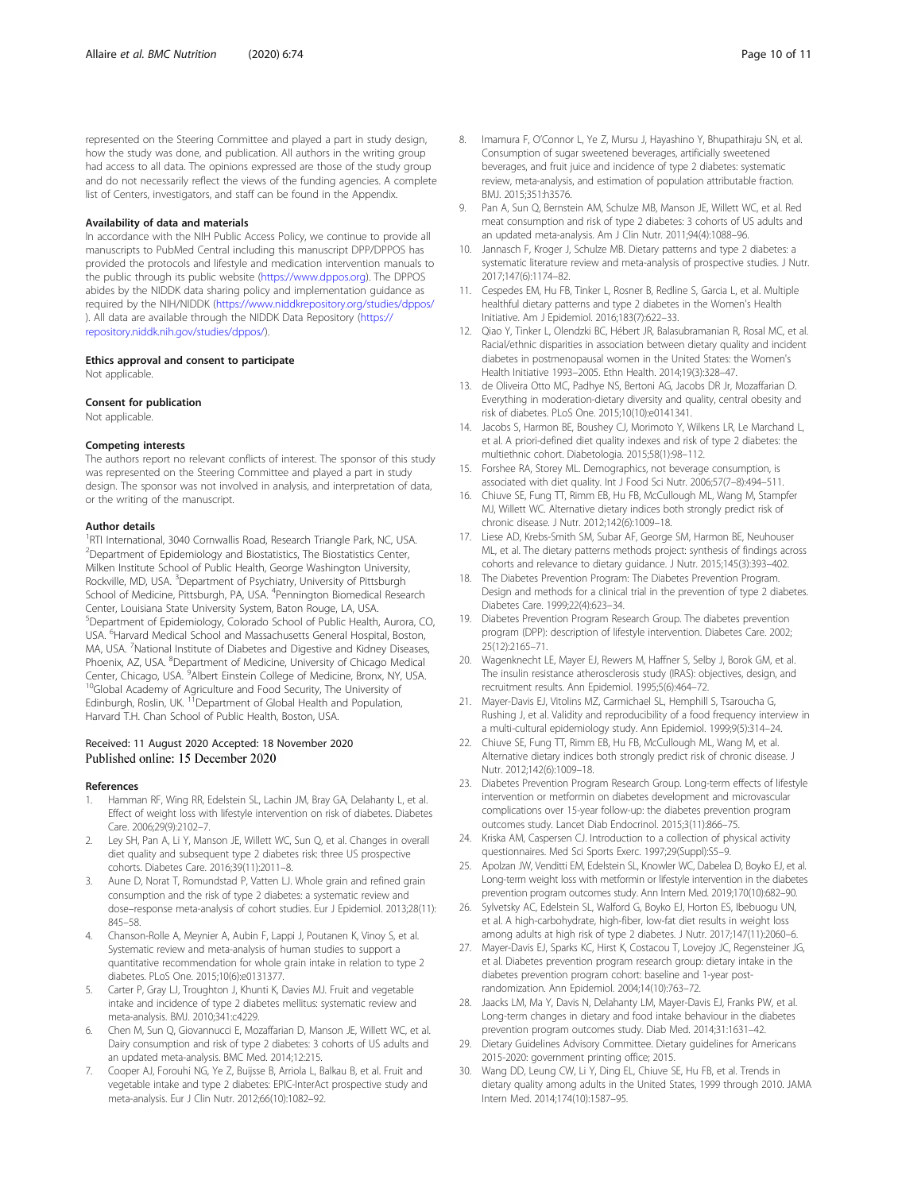represented on the Steering Committee and played a part in study design, how the study was done, and publication. All authors in the writing group had access to all data. The opinions expressed are those of the study group and do not necessarily reflect the views of the funding agencies. A complete list of Centers, investigators, and staff can be found in the Appendix.

#### Availability of data and materials

In accordance with the NIH Public Access Policy, we continue to provide all manuscripts to PubMed Central including this manuscript DPP/DPPOS has provided the protocols and lifestyle and medication intervention manuals to the public through its public website (https://www.dppos.org). The DPPOS abides by the NIDDK data sharing policy and implementation guidance as required by the NIH/NIDDK (https://www.niddkrepository.org/studies/dppos/). All data are available through the NIDDK Data Repository (https://repository.niddk.nih.gov/studies/dppos/).

#### Ethics approval and consent to participate

Not applicable.

#### Consent for publication

Not applicable.

#### Competing interests

The authors report no relevant conflicts of interest. The sponsor of this study was represented on the Steering Committee and played a part in study design. The sponsor was not involved in analysis, and interpretation of data, or the writing of the manuscript.

#### Author details

[1]RTI International, 3040 Cornwallis Road, Research Triangle Park, NC, USA. [2]Department of Epidemiology and Biostatistics, The Biostatistics Center, Milken Institute School of Public Health, George Washington University, Rockville, MD, USA. [3]Department of Psychiatry, University of Pittsburgh School of Medicine, Pittsburgh, PA, USA. [4]Pennington Biomedical Research Center, Louisiana State University System, Baton Rouge, LA, USA. [5]Department of Epidemiology, Colorado School of Public Health, Aurora, CO, USA. [6]Harvard Medical School and Massachusetts General Hospital, Boston, MA, USA. [7]National Institute of Diabetes and Digestive and Kidney Diseases, Phoenix, AZ, USA. [8]Department of Medicine, University of Chicago Medical Center, Chicago, USA. [9]Albert Einstein College of Medicine, Bronx, NY, USA. [10]Global Academy of Agriculture and Food Security, The University of Edinburgh, Roslin, UK. [11]Department of Global Health and Population, Harvard T.H. Chan School of Public Health, Boston, USA.

Received: 11 August 2020 Accepted: 18 November 2020
Published online: 15 December 2020

#### References

1. Hamman RF, Wing RR, Edelstein SL, Lachin JM, Bray GA, Delahanty L, et al. Effect of weight loss with lifestyle intervention on risk of diabetes. Diabetes Care. 2006;29(9):2102–7.
2. Ley SH, Pan A, Li Y, Manson JE, Willett WC, Sun Q, et al. Changes in overall diet quality and subsequent type 2 diabetes risk: three US prospective cohorts. Diabetes Care. 2016;39(11):2011–8.
3. Aune D, Norat T, Romundstad P, Vatten LJ. Whole grain and refined grain consumption and the risk of type 2 diabetes: a systematic review and dose–response meta-analysis of cohort studies. Eur J Epidemiol. 2013;28(11):845–58.
4. Chanson-Rolle A, Meynier A, Aubin F, Lappi J, Poutanen K, Vinoy S, et al. Systematic review and meta-analysis of human studies to support a quantitative recommendation for whole grain intake in relation to type 2 diabetes. PLoS One. 2015;10(6):e0131377.
5. Carter P, Gray LJ, Troughton J, Khunti K, Davies MJ. Fruit and vegetable intake and incidence of type 2 diabetes mellitus: systematic review and meta-analysis. BMJ. 2010;341:c4229.
6. Chen M, Sun Q, Giovannucci E, Mozaffarian D, Manson JE, Willett WC, et al. Dairy consumption and risk of type 2 diabetes: 3 cohorts of US adults and an updated meta-analysis. BMC Med. 2014;12:215.
7. Cooper AJ, Forouhi NG, Ye Z, Buijsse B, Arriola L, Balkau B, et al. Fruit and vegetable intake and type 2 diabetes: EPIC-InterAct prospective study and meta-analysis. Eur J Clin Nutr. 2012;66(10):1082–92.
8. Imamura F, O'Connor L, Ye Z, Mursu J, Hayashino Y, Bhupathiraju SN, et al. Consumption of sugar sweetened beverages, artificially sweetened beverages, and fruit juice and incidence of type 2 diabetes: systematic review, meta-analysis, and estimation of population attributable fraction. BMJ. 2015;351:h3576.
9. Pan A, Sun Q, Bernstein AM, Schulze MB, Manson JE, Willett WC, et al. Red meat consumption and risk of type 2 diabetes: 3 cohorts of US adults and an updated meta-analysis. Am J Clin Nutr. 2011;94(4):1088–96.
10. Jannasch F, Kroger J, Schulze MB. Dietary patterns and type 2 diabetes: a systematic literature review and meta-analysis of prospective studies. J Nutr. 2017;147(6):1174–82.
11. Cespedes EM, Hu FB, Tinker L, Rosner B, Redline S, Garcia L, et al. Multiple healthful dietary patterns and type 2 diabetes in the Women's Health Initiative. Am J Epidemiol. 2016;183(7):622–33.
12. Qiao Y, Tinker L, Olendzki BC, Hébert JR, Balasubramanian R, Rosal MC, et al. Racial/ethnic disparities in association between dietary quality and incident diabetes in postmenopausal women in the United States: the Women's Health Initiative 1993–2005. Ethn Health. 2014;19(3):328–47.
13. de Oliveira Otto MC, Padhye NS, Bertoni AG, Jacobs DR Jr, Mozaffarian D. Everything in moderation-dietary diversity and quality, central obesity and risk of diabetes. PLoS One. 2015;10(10):e0141341.
14. Jacobs S, Harmon BE, Boushey CJ, Morimoto Y, Wilkens LR, Le Marchand L, et al. A priori-defined diet quality indexes and risk of type 2 diabetes: the multiethnic cohort. Diabetologia. 2015;58(1):98–112.
15. Forshee RA, Storey ML. Demographics, not beverage consumption, is associated with diet quality. Int J Food Sci Nutr. 2006;57(7–8):494–511.
16. Chiuve SE, Fung TT, Rimm EB, Hu FB, McCullough ML, Wang M, Stampfer MJ, Willett WC. Alternative dietary indices both strongly predict risk of chronic disease. J Nutr. 2012;142(6):1009–18.
17. Liese AD, Krebs-Smith SM, Subar AF, George SM, Harmon BE, Neuhouser ML, et al. The dietary patterns methods project: synthesis of findings across cohorts and relevance to dietary guidance. J Nutr. 2015;145(3):393–402.
18. The Diabetes Prevention Program: The Diabetes Prevention Program. Design and methods for a clinical trial in the prevention of type 2 diabetes. Diabetes Care. 1999;22(4):623–34.
19. Diabetes Prevention Program Research Group. The diabetes prevention program (DPP): description of lifestyle intervention. Diabetes Care. 2002;25(12):2165–71.
20. Wagenknecht LE, Mayer EJ, Rewers M, Haffner S, Selby J, Borok GM, et al. The insulin resistance atherosclerosis study (IRAS): objectives, design, and recruitment results. Ann Epidemiol. 1995;5(6):464–72.
21. Mayer-Davis EJ, Vitolins MZ, Carmichael SL, Hemphill S, Tsaroucha G, Rushing J, et al. Validity and reproducibility of a food frequency interview in a multi-cultural epidemiology study. Ann Epidemiol. 1999;9(5):314–24.
22. Chiuve SE, Fung TT, Rimm EB, Hu FB, McCullough ML, Wang M, et al. Alternative dietary indices both strongly predict risk of chronic disease. J Nutr. 2012;142(6):1009–18.
23. Diabetes Prevention Program Research Group. Long-term effects of lifestyle intervention or metformin on diabetes development and microvascular complications over 15-year follow-up: the diabetes prevention program outcomes study. Lancet Diab Endocrinol. 2015;3(11):866–75.
24. Kriska AM, Caspersen CJ. Introduction to a collection of physical activity questionnaires. Med Sci Sports Exerc. 1997;29(Suppl):S5–9.
25. Apolzan JW, Venditti EM, Edelstein SL, Knowler WC, Dabelea D, Boyko EJ, et al. Long-term weight loss with metformin or lifestyle intervention in the diabetes prevention program outcomes study. Ann Intern Med. 2019;170(10):682–90.
26. Sylvetsky AC, Edelstein SL, Walford G, Boyko EJ, Horton ES, Ibebuogu UN, et al. A high-carbohydrate, high-fiber, low-fat diet results in weight loss among adults at high risk of type 2 diabetes. J Nutr. 2017;147(11):2060–6.
27. Mayer-Davis EJ, Sparks KC, Hirst K, Costacou T, Lovejoy JC, Regensteiner JG, et al. Diabetes prevention program research group: dietary intake in the diabetes prevention program cohort: baseline and 1-year post-randomization. Ann Epidemiol. 2004;14(10):763–72.
28. Jaacks LM, Ma Y, Davis N, Delahanty LM, Mayer-Davis EJ, Franks PW, et al. Long-term changes in dietary and food intake behaviour in the diabetes prevention program outcomes study. Diab Med. 2014;31:1631–42.
29. Dietary Guidelines Advisory Committee. Dietary guidelines for Americans 2015-2020: government printing office; 2015.
30. Wang DD, Leung CW, Li Y, Ding EL, Chiuve SE, Hu FB, et al. Trends in dietary quality among adults in the United States, 1999 through 2010. JAMA Intern Med. 2014;174(10):1587–95.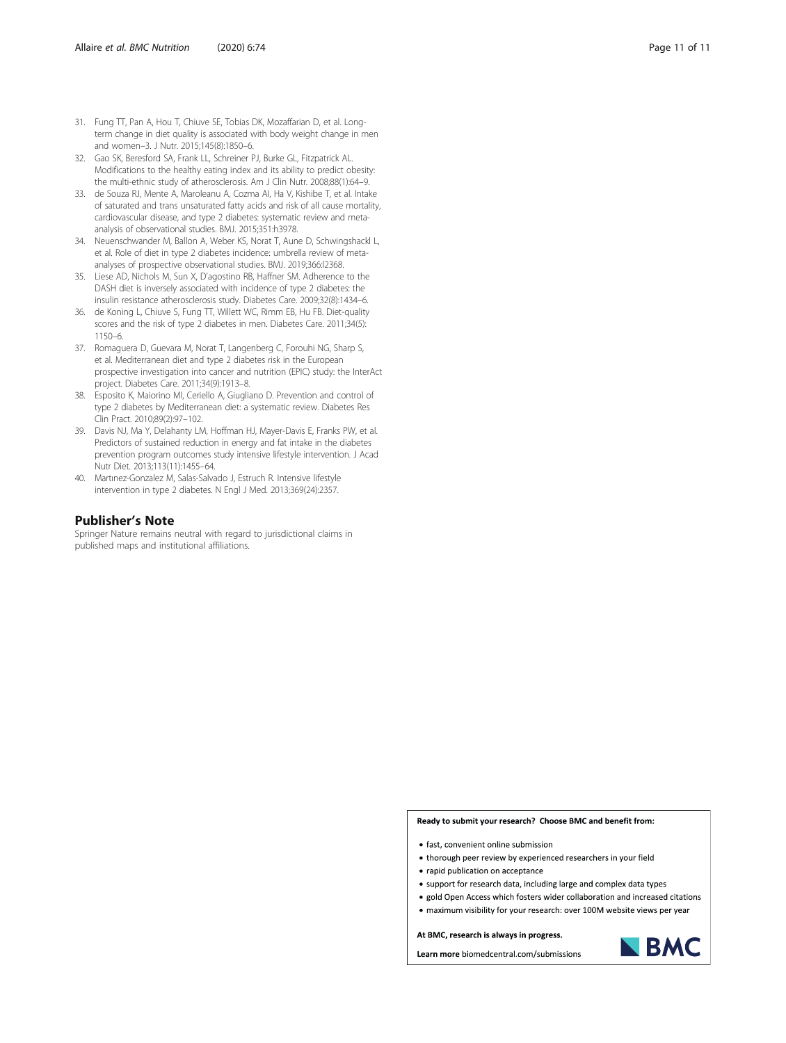31. Fung TT, Pan A, Hou T, Chiuve SE, Tobias DK, Mozaffarian D, et al. Long-term change in diet quality is associated with body weight change in men and women–3. J Nutr. 2015;145(8):1850–6.
32. Gao SK, Beresford SA, Frank LL, Schreiner PJ, Burke GL, Fitzpatrick AL. Modifications to the healthy eating index and its ability to predict obesity: the multi-ethnic study of atherosclerosis. Am J Clin Nutr. 2008;88(1):64–9.
33. de Souza RJ, Mente A, Maroleanu A, Cozma AI, Ha V, Kishibe T, et al. Intake of saturated and trans unsaturated fatty acids and risk of all cause mortality, cardiovascular disease, and type 2 diabetes: systematic review and meta-analysis of observational studies. BMJ. 2015;351:h3978.
34. Neuenschwander M, Ballon A, Weber KS, Norat T, Aune D, Schwingshackl L, et al. Role of diet in type 2 diabetes incidence: umbrella review of meta-analyses of prospective observational studies. BMJ. 2019;366:l2368.
35. Liese AD, Nichols M, Sun X, D'agostino RB, Haffner SM. Adherence to the DASH diet is inversely associated with incidence of type 2 diabetes: the insulin resistance atherosclerosis study. Diabetes Care. 2009;32(8):1434–6.
36. de Koning L, Chiuve S, Fung TT, Willett WC, Rimm EB, Hu FB. Diet-quality scores and the risk of type 2 diabetes in men. Diabetes Care. 2011;34(5):1150–6.
37. Romaguera D, Guevara M, Norat T, Langenberg C, Forouhi NG, Sharp S, et al. Mediterranean diet and type 2 diabetes risk in the European prospective investigation into cancer and nutrition (EPIC) study: the InterAct project. Diabetes Care. 2011;34(9):1913–8.
38. Esposito K, Maiorino MI, Ceriello A, Giugliano D. Prevention and control of type 2 diabetes by Mediterranean diet: a systematic review. Diabetes Res Clin Pract. 2010;89(2):97–102.
39. Davis NJ, Ma Y, Delahanty LM, Hoffman HJ, Mayer-Davis E, Franks PW, et al. Predictors of sustained reduction in energy and fat intake in the diabetes prevention program outcomes study intensive lifestyle intervention. J Acad Nutr Diet. 2013;113(11):1455–64.
40. Martınez-Gonzalez M, Salas-Salvado J, Estruch R. Intensive lifestyle intervention in type 2 diabetes. N Engl J Med. 2013;369(24):2357.

## Publisher's Note

Springer Nature remains neutral with regard to jurisdictional claims in published maps and institutional affiliations.

**Ready to submit your research? Choose BMC and benefit from:**

- fast, convenient online submission
- thorough peer review by experienced researchers in your field
- rapid publication on acceptance
- support for research data, including large and complex data types
- gold Open Access which fosters wider collaboration and increased citations
- maximum visibility for your research: over 100M website views per year

**At BMC, research is always in progress.**

**Learn more** biomedcentral.com/submissions

BMC